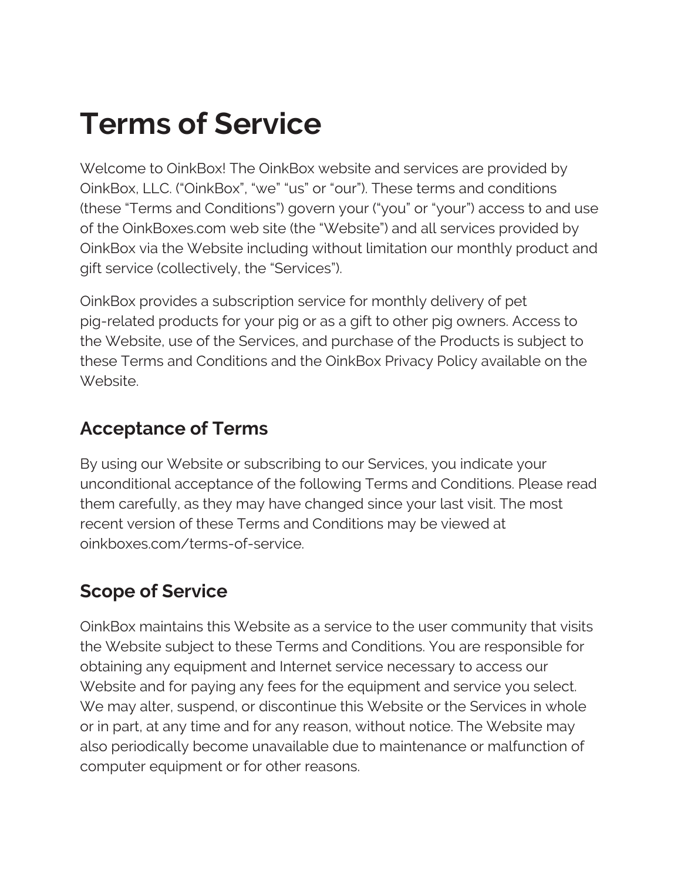# Terms of Service

Welcome to OinkBox! The OinkBox website and services are provided by OinkBox, LLC. ("OinkBox", "we" "us" or "our"). These terms and conditions (these "Terms and Conditions") govern your ("you" or "your") access to and use of the OinkBoxes.com web site (the "Website") and all services provided by OinkBox via the Website including without limitation our monthly product and gift service (collectively, the "Services").

OinkBox provides a subscription service for monthly delivery of pet pig-related products for your pig or as a gift to other pig owners. Access to the Website, use of the Services, and purchase of the Products is subject to these Terms and Conditions and the OinkBox Privacy Policy available on the Website.

## Acceptance of Terms

By using our Website or subscribing to our Services, you indicate your unconditional acceptance of the following Terms and Conditions. Please read them carefully, as they may have changed since your last visit. The most recent version of these Terms and Conditions may be viewed at oinkboxes.com/terms-of-service.

## Scope of Service

OinkBox maintains this Website as a service to the user community that visits the Website subject to these Terms and Conditions. You are responsible for obtaining any equipment and Internet service necessary to access our Website and for paying any fees for the equipment and service you select. We may alter, suspend, or discontinue this Website or the Services in whole or in part, at any time and for any reason, without notice. The Website may also periodically become unavailable due to maintenance or malfunction of computer equipment or for other reasons.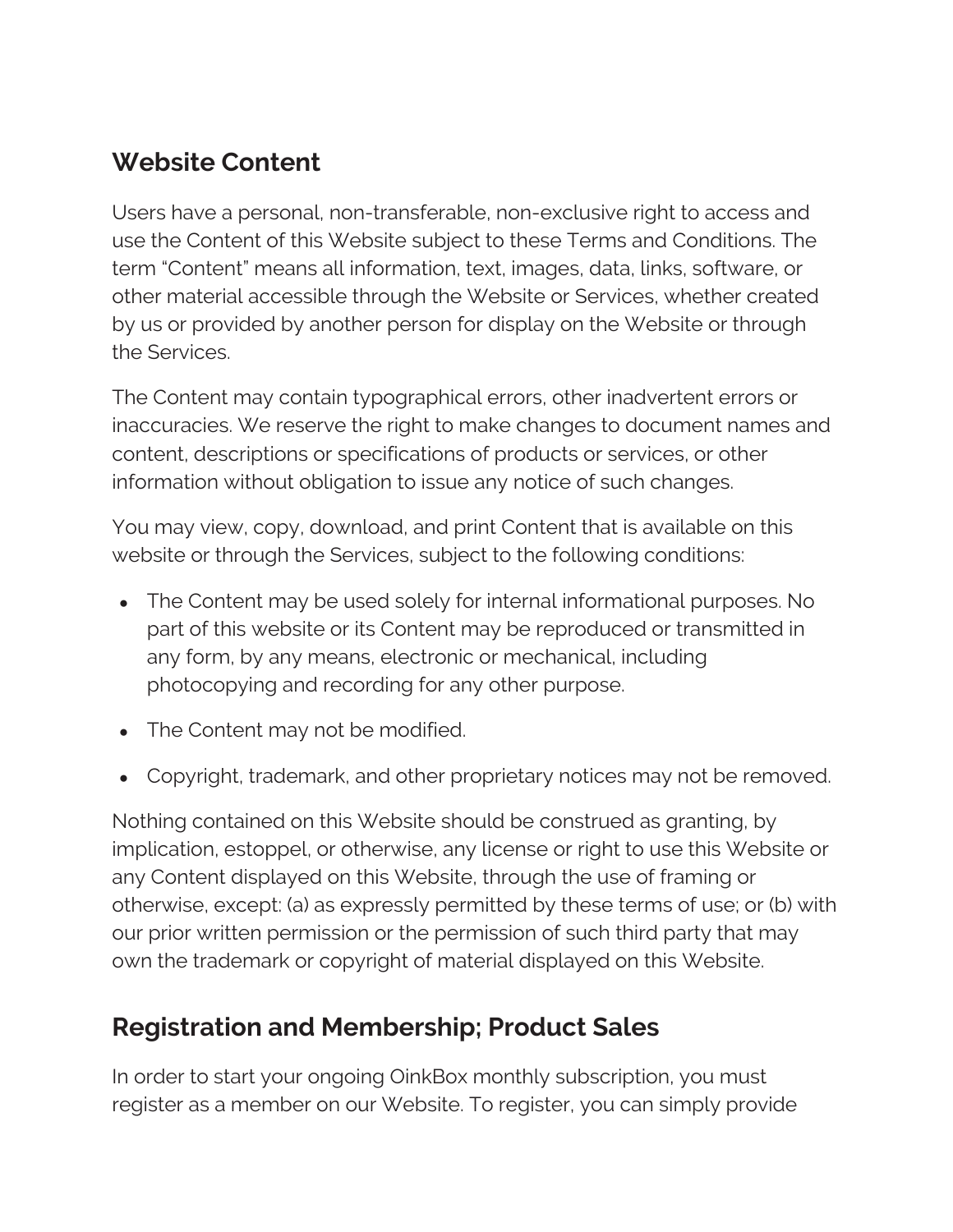## Website Content

Users have a personal, non-transferable, non-exclusive right to access and use the Content of this Website subject to these Terms and Conditions. The term "Content" means all information, text, images, data, links, software, or other material accessible through the Website or Services, whether created by us or provided by another person for display on the Website or through the Services.

The Content may contain typographical errors, other inadvertent errors or inaccuracies. We reserve the right to make changes to document names and content, descriptions or specifications of products or services, or other information without obligation to issue any notice of such changes.

You may view, copy, download, and print Content that is available on this website or through the Services, subject to the following conditions:

- The Content may be used solely for internal informational purposes. No part of this website or its Content may be reproduced or transmitted in any form, by any means, electronic or mechanical, including photocopying and recording for any other purpose.
- The Content may not be modified.
- Copyright, trademark, and other proprietary notices may not be removed.

Nothing contained on this Website should be construed as granting, by implication, estoppel, or otherwise, any license or right to use this Website or any Content displayed on this Website, through the use of framing or otherwise, except: (a) as expressly permitted by these terms of use; or (b) with our prior written permission or the permission of such third party that may own the trademark or copyright of material displayed on this Website.

## Registration and Membership; Product Sales

In order to start your ongoing OinkBox monthly subscription, you must register as a member on our Website. To register, you can simply provide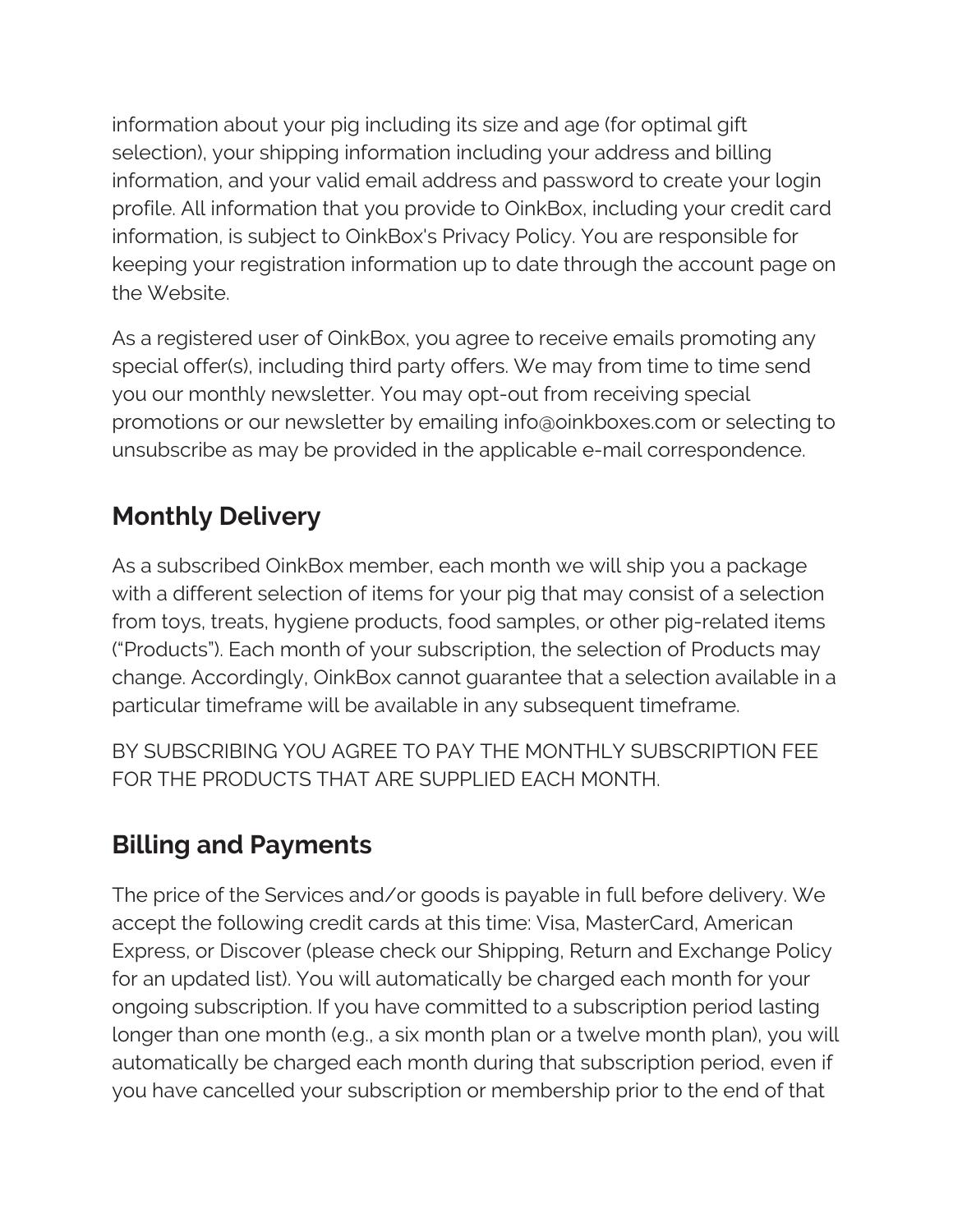information about your pig including its size and age (for optimal gift selection), your shipping information including your address and billing information, and your valid email address and password to create your login profile. All information that you provide to OinkBox, including your credit card information, is subject to OinkBox's Privacy Policy. You are responsible for keeping your registration information up to date through the account page on the Website.

As a registered user of OinkBox, you agree to receive emails promoting any special offer(s), including third party offers. We may from time to time send you our monthly newsletter. You may opt-out from receiving special promotions or our newsletter by emailing info@oinkboxes.com or selecting to unsubscribe as may be provided in the applicable e-mail correspondence.

## Monthly Delivery

As a subscribed OinkBox member, each month we will ship you a package with a different selection of items for your pig that may consist of a selection from toys, treats, hygiene products, food samples, or other pig-related items ("Products"). Each month of your subscription, the selection of Products may change. Accordingly, OinkBox cannot guarantee that a selection available in a particular timeframe will be available in any subsequent timeframe.

BY SUBSCRIBING YOU AGREE TO PAY THE MONTHLY SUBSCRIPTION FEE FOR THE PRODUCTS THAT ARE SUPPLIED EACH MONTH.

## Billing and Payments

The price of the Services and/or goods is payable in full before delivery. We accept the following credit cards at this time: Visa, MasterCard, American Express, or Discover (please check our Shipping, Return and Exchange Policy for an updated list). You will automatically be charged each month for your ongoing subscription. If you have committed to a subscription period lasting longer than one month (e.g., a six month plan or a twelve month plan), you will automatically be charged each month during that subscription period, even if you have cancelled your subscription or membership prior to the end of that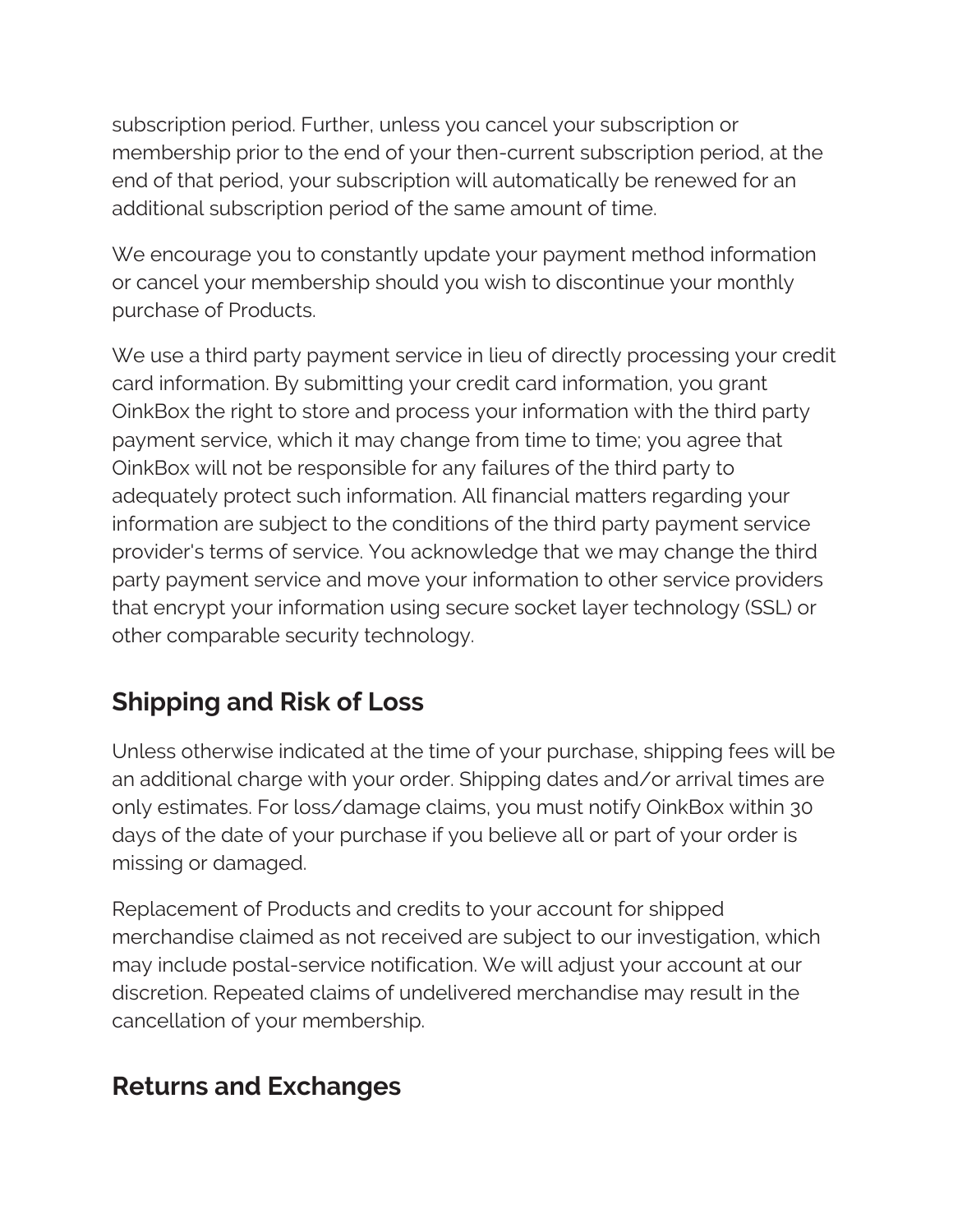subscription period. Further, unless you cancel your subscription or membership prior to the end of your then-current subscription period, at the end of that period, your subscription will automatically be renewed for an additional subscription period of the same amount of time.

We encourage you to constantly update your payment method information or cancel your membership should you wish to discontinue your monthly purchase of Products.

We use a third party payment service in lieu of directly processing your credit card information. By submitting your credit card information, you grant OinkBox the right to store and process your information with the third party payment service, which it may change from time to time; you agree that OinkBox will not be responsible for any failures of the third party to adequately protect such information. All financial matters regarding your information are subject to the conditions of the third party payment service provider's terms of service. You acknowledge that we may change the third party payment service and move your information to other service providers that encrypt your information using secure socket layer technology (SSL) or other comparable security technology.

## Shipping and Risk of Loss

Unless otherwise indicated at the time of your purchase, shipping fees will be an additional charge with your order. Shipping dates and/or arrival times are only estimates. For loss/damage claims, you must notify OinkBox within 30 days of the date of your purchase if you believe all or part of your order is missing or damaged.

Replacement of Products and credits to your account for shipped merchandise claimed as not received are subject to our investigation, which may include postal-service notification. We will adjust your account at our discretion. Repeated claims of undelivered merchandise may result in the cancellation of your membership.

## Returns and Exchanges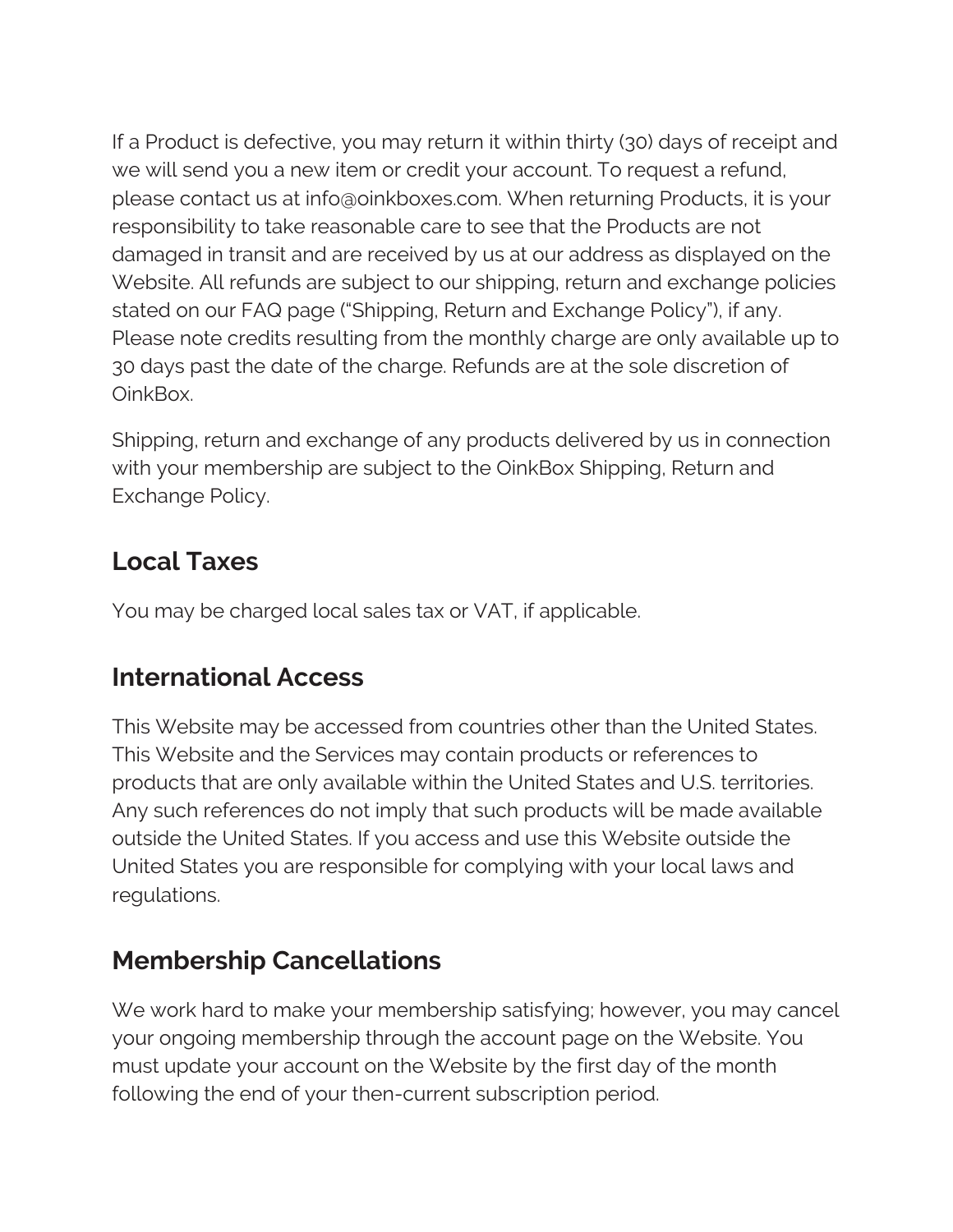If a Product is defective, you may return it within thirty (30) days of receipt and we will send you a new item or credit your account. To request a refund, please contact us at info@oinkboxes.com. When returning Products, it is your responsibility to take reasonable care to see that the Products are not damaged in transit and are received by us at our address as displayed on the Website. All refunds are subject to our shipping, return and exchange policies stated on our FAQ page ("Shipping, Return and Exchange Policy"), if any. Please note credits resulting from the monthly charge are only available up to 30 days past the date of the charge. Refunds are at the sole discretion of OinkBox.

Shipping, return and exchange of any products delivered by us in connection with your membership are subject to the OinkBox Shipping, Return and Exchange Policy.

## Local Taxes

You may be charged local sales tax or VAT, if applicable.

## International Access

This Website may be accessed from countries other than the United States. This Website and the Services may contain products or references to products that are only available within the United States and U.S. territories. Any such references do not imply that such products will be made available outside the United States. If you access and use this Website outside the United States you are responsible for complying with your local laws and regulations.

## Membership Cancellations

We work hard to make your membership satisfying; however, you may cancel your ongoing membership through the account page on the Website. You must update your account on the Website by the first day of the month following the end of your then-current subscription period.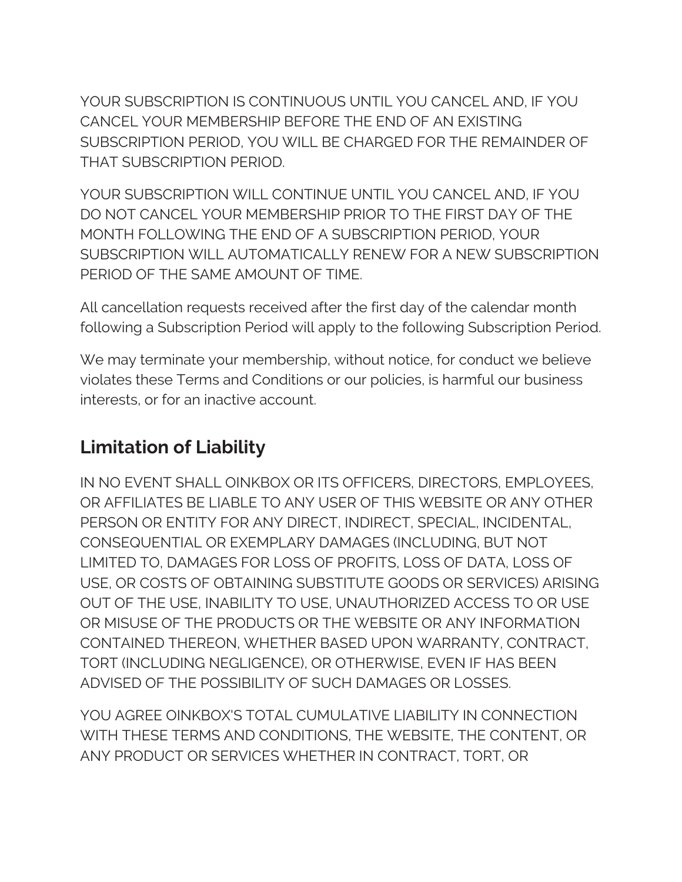YOUR SUBSCRIPTION IS CONTINUOUS UNTIL YOU CANCEL AND, IF YOU CANCEL YOUR MEMBERSHIP BEFORE THE END OF AN EXISTING SUBSCRIPTION PERIOD, YOU WILL BE CHARGED FOR THE REMAINDER OF THAT SUBSCRIPTION PERIOD.

YOUR SUBSCRIPTION WILL CONTINUE UNTIL YOU CANCEL AND, IF YOU DO NOT CANCEL YOUR MEMBERSHIP PRIOR TO THE FIRST DAY OF THE MONTH FOLLOWING THE END OF A SUBSCRIPTION PERIOD, YOUR SUBSCRIPTION WILL AUTOMATICALLY RENEW FOR A NEW SUBSCRIPTION PERIOD OF THE SAME AMOUNT OF TIME.

All cancellation requests received after the first day of the calendar month following a Subscription Period will apply to the following Subscription Period.

We may terminate your membership, without notice, for conduct we believe violates these Terms and Conditions or our policies, is harmful our business interests, or for an inactive account.

## Limitation of Liability

IN NO EVENT SHALL OINKBOX OR ITS OFFICERS, DIRECTORS, EMPLOYEES, OR AFFILIATES BE LIABLE TO ANY USER OF THIS WEBSITE OR ANY OTHER PERSON OR ENTITY FOR ANY DIRECT, INDIRECT, SPECIAL, INCIDENTAL, CONSEQUENTIAL OR EXEMPLARY DAMAGES (INCLUDING, BUT NOT LIMITED TO, DAMAGES FOR LOSS OF PROFITS, LOSS OF DATA, LOSS OF USE, OR COSTS OF OBTAINING SUBSTITUTE GOODS OR SERVICES) ARISING OUT OF THE USE, INABILITY TO USE, UNAUTHORIZED ACCESS TO OR USE OR MISUSE OF THE PRODUCTS OR THE WEBSITE OR ANY INFORMATION CONTAINED THEREON, WHETHER BASED UPON WARRANTY, CONTRACT, TORT (INCLUDING NEGLIGENCE), OR OTHERWISE, EVEN IF HAS BEEN ADVISED OF THE POSSIBILITY OF SUCH DAMAGES OR LOSSES.

YOU AGREE OINKBOX'S TOTAL CUMULATIVE LIABILITY IN CONNECTION WITH THESE TERMS AND CONDITIONS, THE WEBSITE, THE CONTENT, OR ANY PRODUCT OR SERVICES WHETHER IN CONTRACT, TORT, OR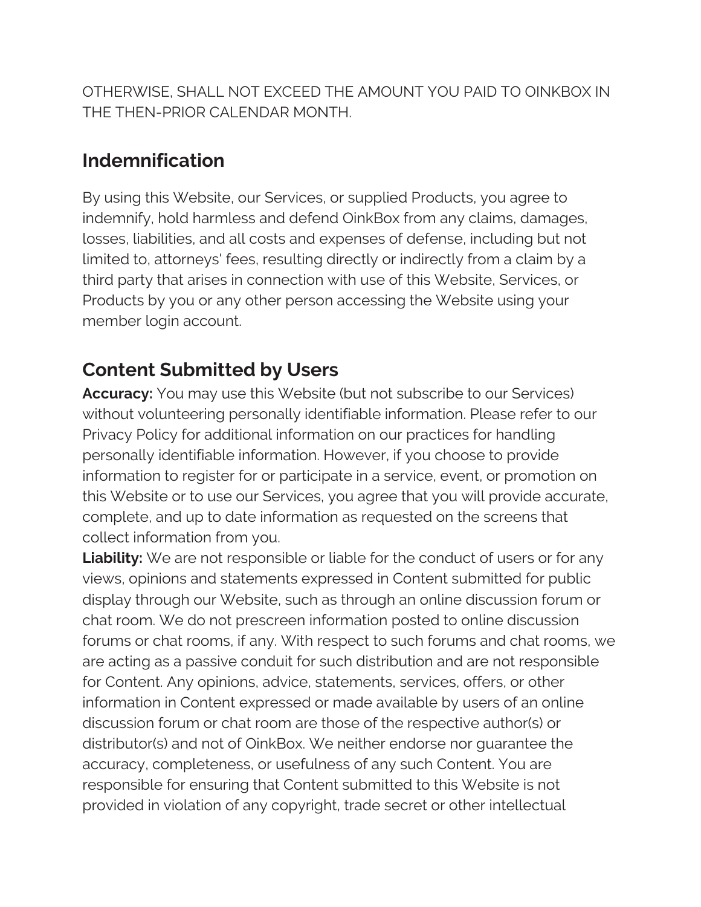OTHERWISE, SHALL NOT EXCEED THE AMOUNT YOU PAID TO OINKBOX IN THE THEN-PRIOR CALENDAR MONTH.

## Indemnification

By using this Website, our Services, or supplied Products, you agree to indemnify, hold harmless and defend OinkBox from any claims, damages, losses, liabilities, and all costs and expenses of defense, including but not limited to, attorneys' fees, resulting directly or indirectly from a claim by a third party that arises in connection with use of this Website, Services, or Products by you or any other person accessing the Website using your member login account.

## Content Submitted by Users

**Accuracy:** You may use this Website (but not subscribe to our Services) without volunteering personally identifiable information. Please refer to our Privacy Policy for additional information on our practices for handling personally identifiable information. However, if you choose to provide information to register for or participate in a service, event, or promotion on this Website or to use our Services, you agree that you will provide accurate, complete, and up to date information as requested on the screens that collect information from you.

**Liability:** We are not responsible or liable for the conduct of users or for any views, opinions and statements expressed in Content submitted for public display through our Website, such as through an online discussion forum or chat room. We do not prescreen information posted to online discussion forums or chat rooms, if any. With respect to such forums and chat rooms, we are acting as a passive conduit for such distribution and are not responsible for Content. Any opinions, advice, statements, services, offers, or other information in Content expressed or made available by users of an online discussion forum or chat room are those of the respective author(s) or distributor(s) and not of OinkBox. We neither endorse nor guarantee the accuracy, completeness, or usefulness of any such Content. You are responsible for ensuring that Content submitted to this Website is not provided in violation of any copyright, trade secret or other intellectual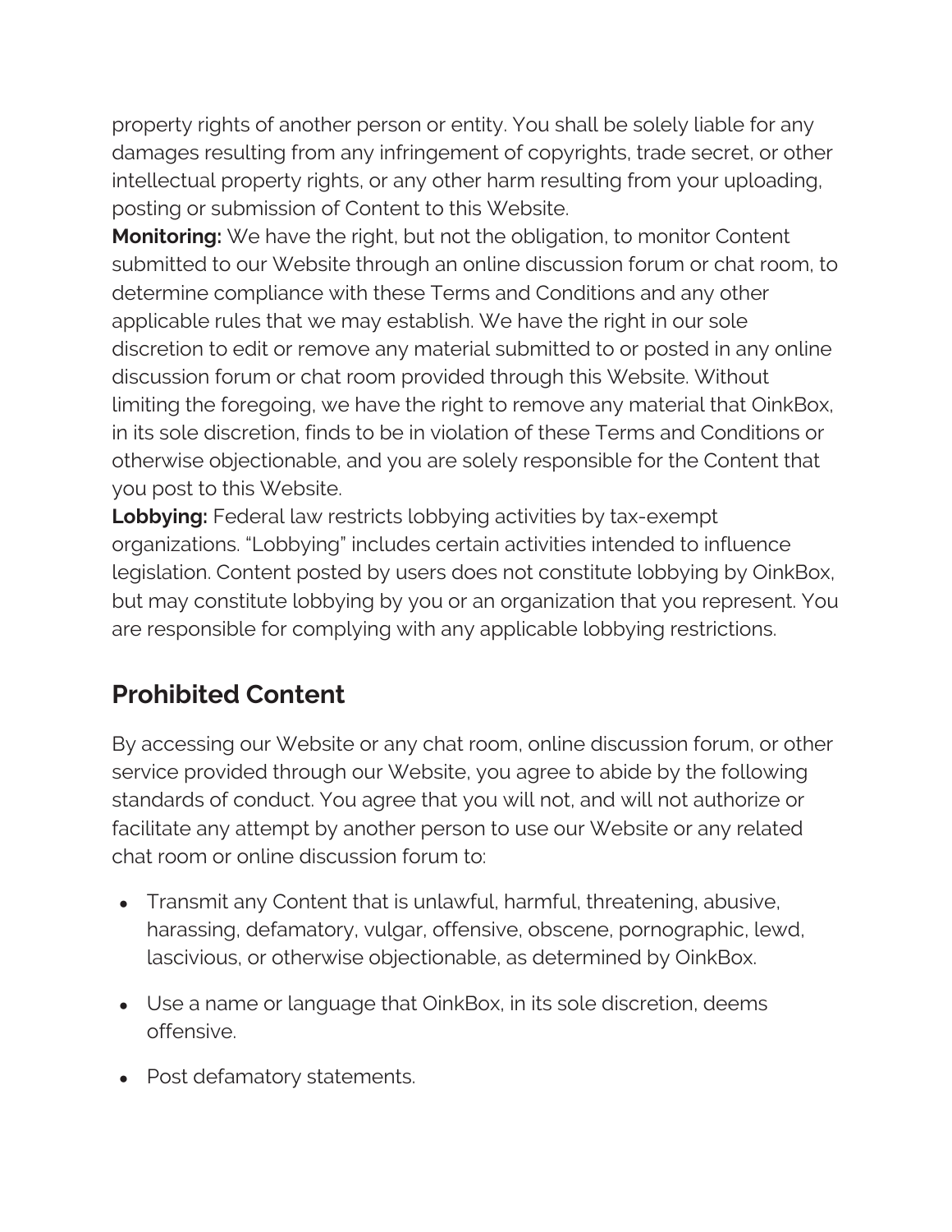property rights of another person or entity. You shall be solely liable for any damages resulting from any infringement of copyrights, trade secret, or other intellectual property rights, or any other harm resulting from your uploading, posting or submission of Content to this Website.

**Monitoring:** We have the right, but not the obligation, to monitor Content submitted to our Website through an online discussion forum or chat room, to determine compliance with these Terms and Conditions and any other applicable rules that we may establish. We have the right in our sole discretion to edit or remove any material submitted to or posted in any online discussion forum or chat room provided through this Website. Without limiting the foregoing, we have the right to remove any material that OinkBox, in its sole discretion, finds to be in violation of these Terms and Conditions or otherwise objectionable, and you are solely responsible for the Content that you post to this Website.

**Lobbying:** Federal law restricts lobbying activities by tax-exempt organizations. "Lobbying" includes certain activities intended to influence legislation. Content posted by users does not constitute lobbying by OinkBox, but may constitute lobbying by you or an organization that you represent. You are responsible for complying with any applicable lobbying restrictions.

## Prohibited Content

By accessing our Website or any chat room, online discussion forum, or other service provided through our Website, you agree to abide by the following standards of conduct. You agree that you will not, and will not authorize or facilitate any attempt by another person to use our Website or any related chat room or online discussion forum to:

- Transmit any Content that is unlawful, harmful, threatening, abusive, harassing, defamatory, vulgar, offensive, obscene, pornographic, lewd, lascivious, or otherwise objectionable, as determined by OinkBox.
- Use a name or language that OinkBox, in its sole discretion, deems offensive.
- Post defamatory statements.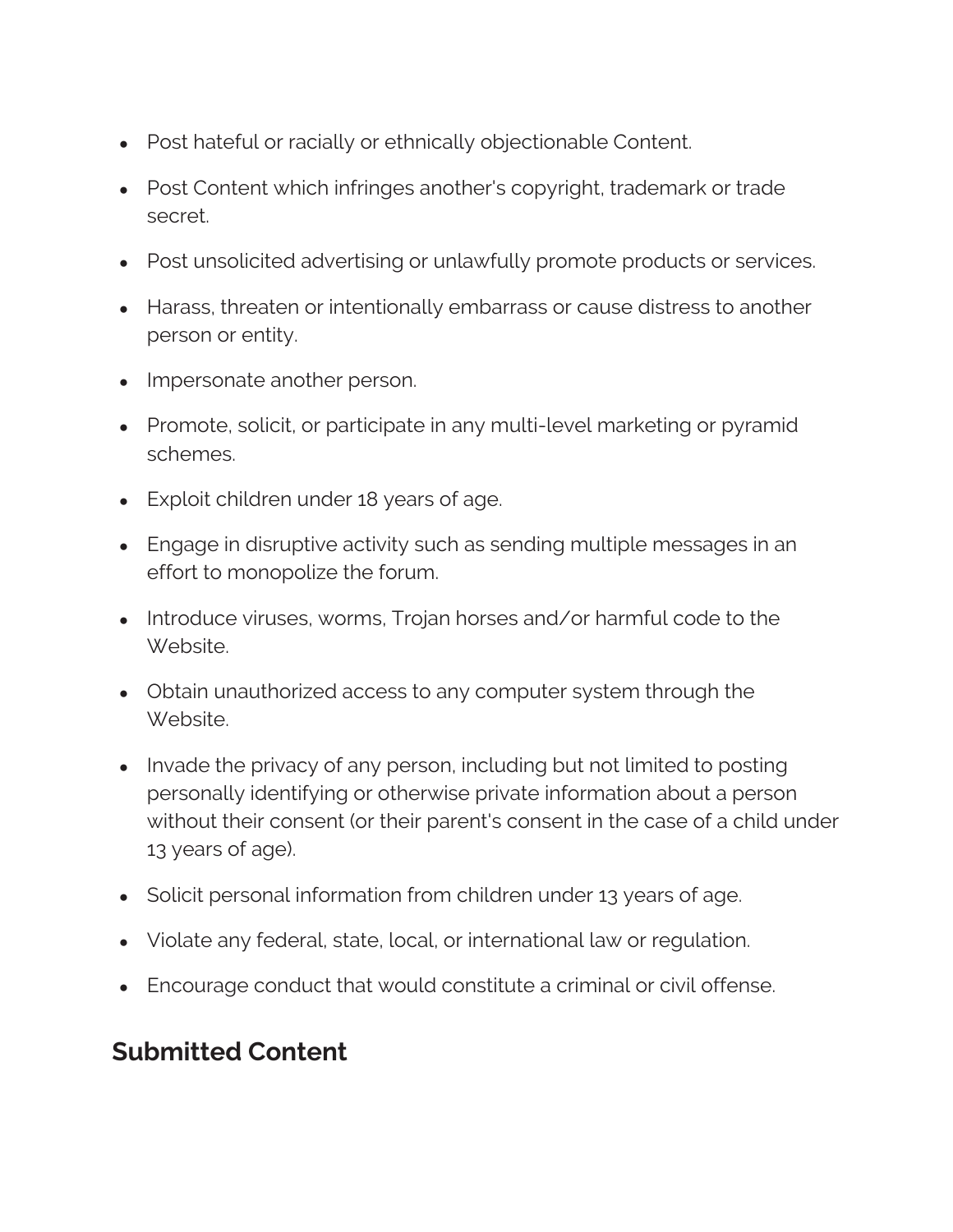- Post hateful or racially or ethnically objectionable Content.
- Post Content which infringes another's copyright, trademark or trade secret.
- Post unsolicited advertising or unlawfully promote products or services.
- Harass, threaten or intentionally embarrass or cause distress to another person or entity.
- Impersonate another person.
- Promote, solicit, or participate in any multi-level marketing or pyramid schemes.
- Exploit children under 18 years of age.
- Engage in disruptive activity such as sending multiple messages in an effort to monopolize the forum.
- Introduce viruses, worms, Trojan horses and/or harmful code to the Website.
- Obtain unauthorized access to any computer system through the Website.
- Invade the privacy of any person, including but not limited to posting personally identifying or otherwise private information about a person without their consent (or their parent's consent in the case of a child under 13 years of age).
- Solicit personal information from children under 13 years of age.
- Violate any federal, state, local, or international law or regulation.
- Encourage conduct that would constitute a criminal or civil offense.

## Submitted Content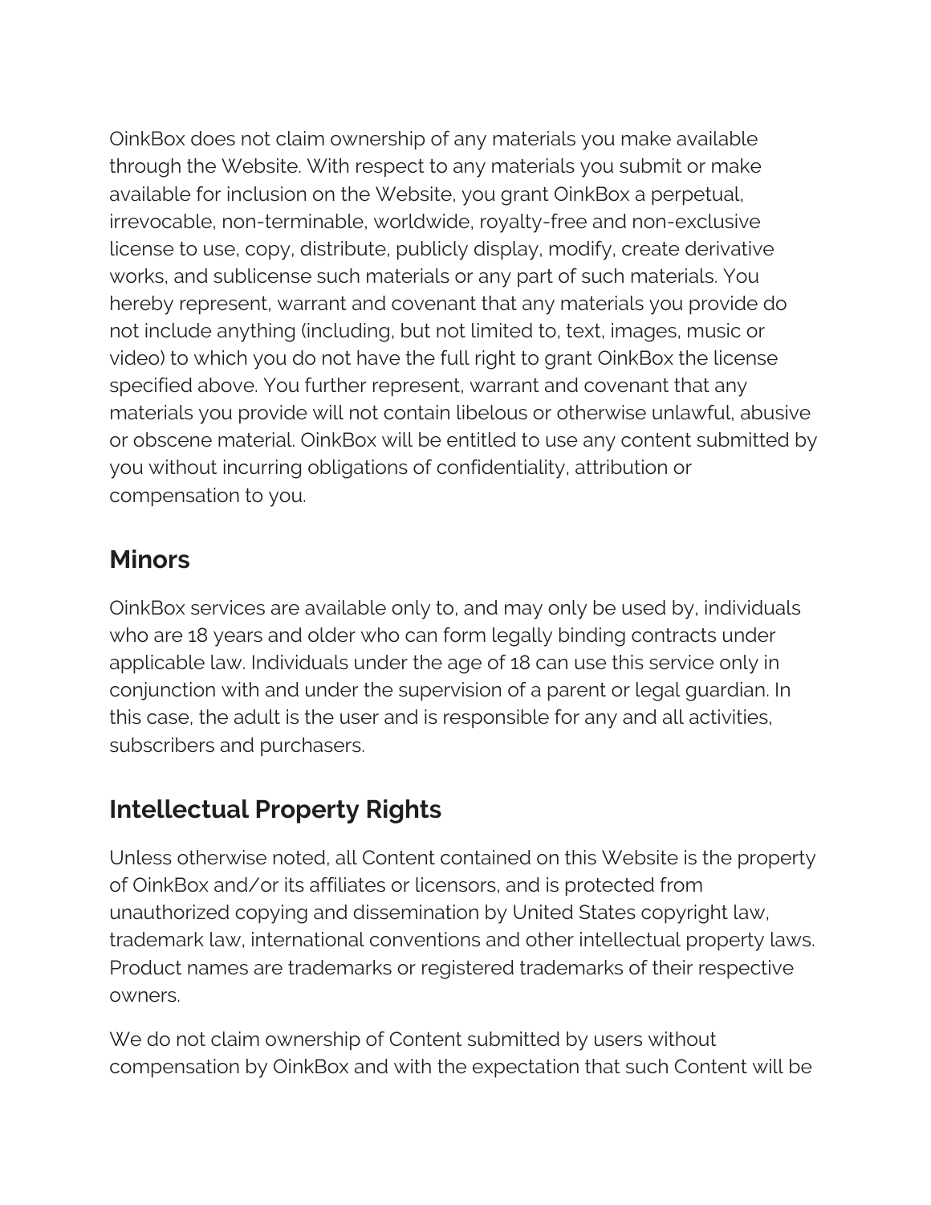OinkBox does not claim ownership of any materials you make available through the Website. With respect to any materials you submit or make available for inclusion on the Website, you grant OinkBox a perpetual, irrevocable, non-terminable, worldwide, royalty-free and non-exclusive license to use, copy, distribute, publicly display, modify, create derivative works, and sublicense such materials or any part of such materials. You hereby represent, warrant and covenant that any materials you provide do not include anything (including, but not limited to, text, images, music or video) to which you do not have the full right to grant OinkBox the license specified above. You further represent, warrant and covenant that any materials you provide will not contain libelous or otherwise unlawful, abusive or obscene material. OinkBox will be entitled to use any content submitted by you without incurring obligations of confidentiality, attribution or compensation to you.

## Minors

OinkBox services are available only to, and may only be used by, individuals who are 18 years and older who can form legally binding contracts under applicable law. Individuals under the age of 18 can use this service only in conjunction with and under the supervision of a parent or legal guardian. In this case, the adult is the user and is responsible for any and all activities, subscribers and purchasers.

## Intellectual Property Rights

Unless otherwise noted, all Content contained on this Website is the property of OinkBox and/or its affiliates or licensors, and is protected from unauthorized copying and dissemination by United States copyright law, trademark law, international conventions and other intellectual property laws. Product names are trademarks or registered trademarks of their respective owners.

We do not claim ownership of Content submitted by users without compensation by OinkBox and with the expectation that such Content will be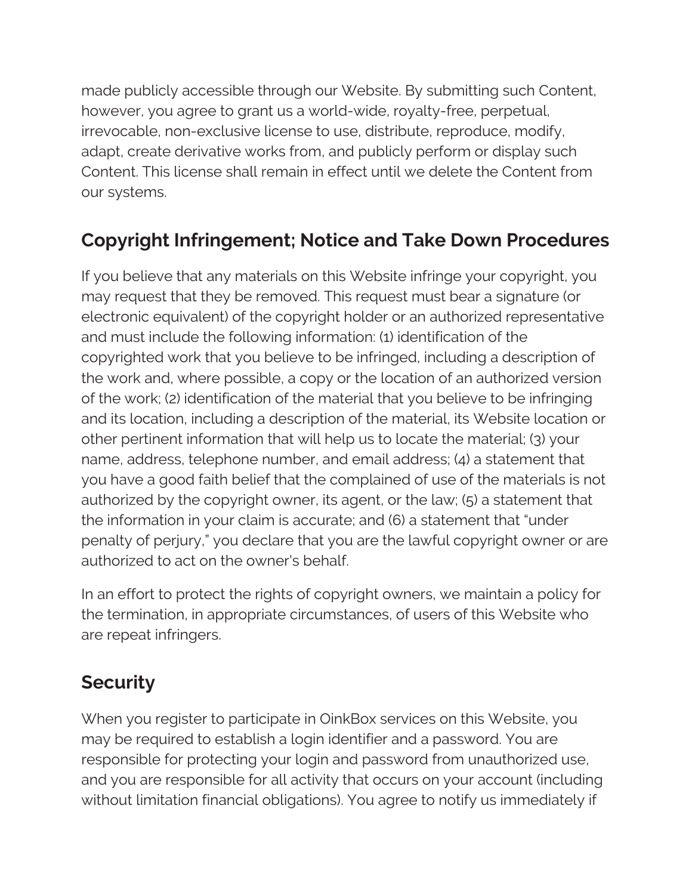made publicly accessible through our Website. By submitting such Content, however, you agree to grant us a world-wide, royalty-free, perpetual, irrevocable, non-exclusive license to use, distribute, reproduce, modify, adapt, create derivative works from, and publicly perform or display such Content. This license shall remain in effect until we delete the Content from our systems.

## Copyright Infringement; Notice and Take Down Procedures

If you believe that any materials on this Website infringe your copyright, you may request that they be removed. This request must bear a signature (or electronic equivalent) of the copyright holder or an authorized representative and must include the following information: (1) identification of the copyrighted work that you believe to be infringed, including a description of the work and, where possible, a copy or the location of an authorized version of the work; (2) identification of the material that you believe to be infringing and its location, including a description of the material, its Website location or other pertinent information that will help us to locate the material; (3) your name, address, telephone number, and email address; (4) a statement that you have a good faith belief that the complained of use of the materials is not authorized by the copyright owner, its agent, or the law; (5) a statement that the information in your claim is accurate; and (6) a statement that "under penalty of perjury," you declare that you are the lawful copyright owner or are authorized to act on the owner's behalf.

In an effort to protect the rights of copyright owners, we maintain a policy for the termination, in appropriate circumstances, of users of this Website who are repeat infringers.

## Security

When you register to participate in OinkBox services on this Website, you may be required to establish a login identifier and a password. You are responsible for protecting your login and password from unauthorized use, and you are responsible for all activity that occurs on your account (including without limitation financial obligations). You agree to notify us immediately if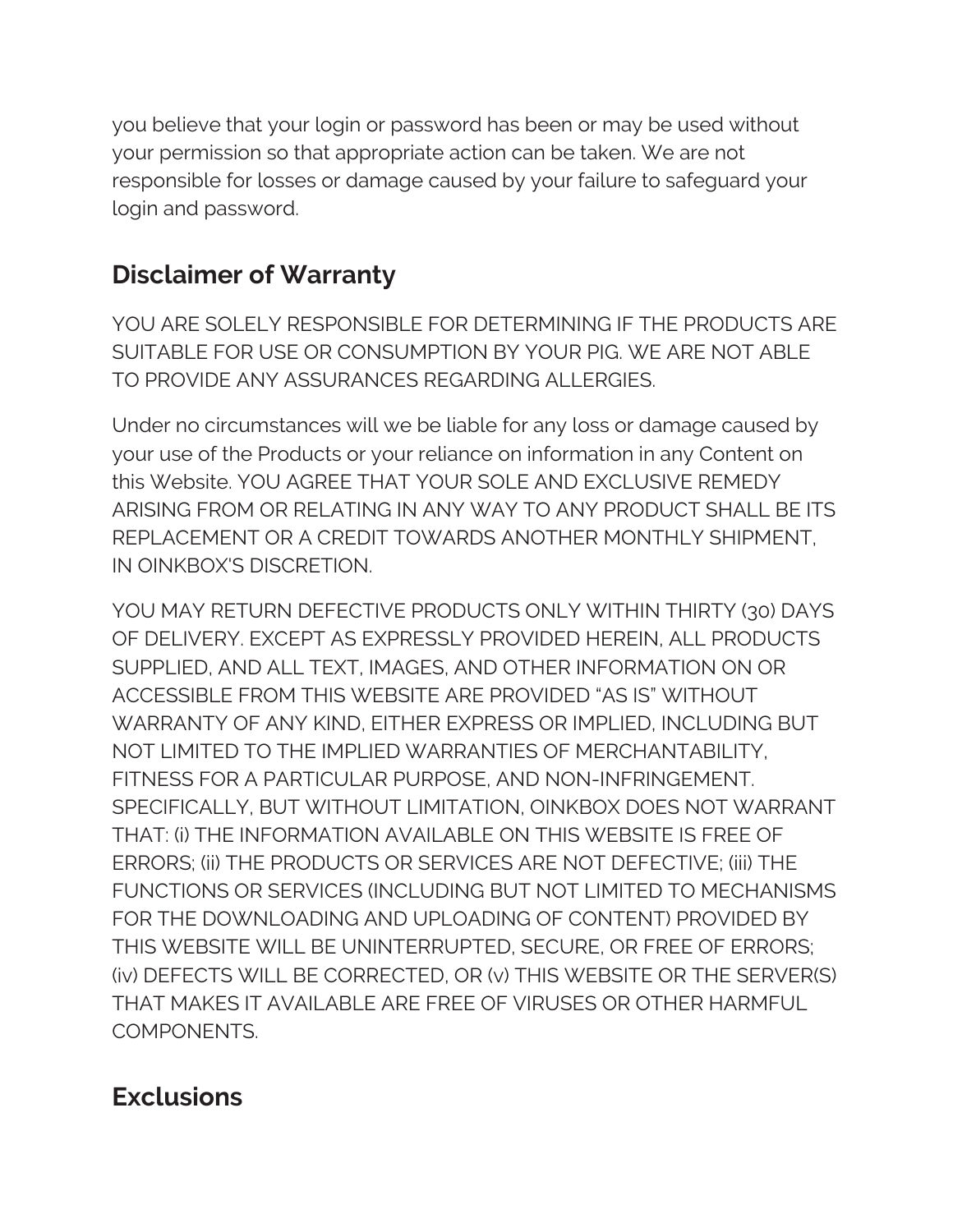you believe that your login or password has been or may be used without your permission so that appropriate action can be taken. We are not responsible for losses or damage caused by your failure to safeguard your login and password.

## Disclaimer of Warranty

YOU ARE SOLELY RESPONSIBLE FOR DETERMINING IF THE PRODUCTS ARE SUITABLE FOR USE OR CONSUMPTION BY YOUR PIG. WE ARE NOT ABLE TO PROVIDE ANY ASSURANCES REGARDING ALLERGIES.

Under no circumstances will we be liable for any loss or damage caused by your use of the Products or your reliance on information in any Content on this Website. YOU AGREE THAT YOUR SOLE AND EXCLUSIVE REMEDY ARISING FROM OR RELATING IN ANY WAY TO ANY PRODUCT SHALL BE ITS REPLACEMENT OR A CREDIT TOWARDS ANOTHER MONTHLY SHIPMENT, IN OINKBOX'S DISCRETION.

YOU MAY RETURN DEFECTIVE PRODUCTS ONLY WITHIN THIRTY (30) DAYS OF DELIVERY. EXCEPT AS EXPRESSLY PROVIDED HEREIN, ALL PRODUCTS SUPPLIED, AND ALL TEXT, IMAGES, AND OTHER INFORMATION ON OR ACCESSIBLE FROM THIS WEBSITE ARE PROVIDED "AS IS" WITHOUT WARRANTY OF ANY KIND, EITHER EXPRESS OR IMPLIED, INCLUDING BUT NOT LIMITED TO THE IMPLIED WARRANTIES OF MERCHANTABILITY, FITNESS FOR A PARTICULAR PURPOSE, AND NON-INFRINGEMENT. SPECIFICALLY, BUT WITHOUT LIMITATION, OINKBOX DOES NOT WARRANT THAT: (i) THE INFORMATION AVAILABLE ON THIS WEBSITE IS FREE OF ERRORS; (ii) THE PRODUCTS OR SERVICES ARE NOT DEFECTIVE; (iii) THE FUNCTIONS OR SERVICES (INCLUDING BUT NOT LIMITED TO MECHANISMS FOR THE DOWNLOADING AND UPLOADING OF CONTENT) PROVIDED BY THIS WEBSITE WILL BE UNINTERRUPTED, SECURE, OR FREE OF ERRORS; (iv) DEFECTS WILL BE CORRECTED, OR (v) THIS WEBSITE OR THE SERVER(S) THAT MAKES IT AVAILABLE ARE FREE OF VIRUSES OR OTHER HARMFUL COMPONENTS.

## Exclusions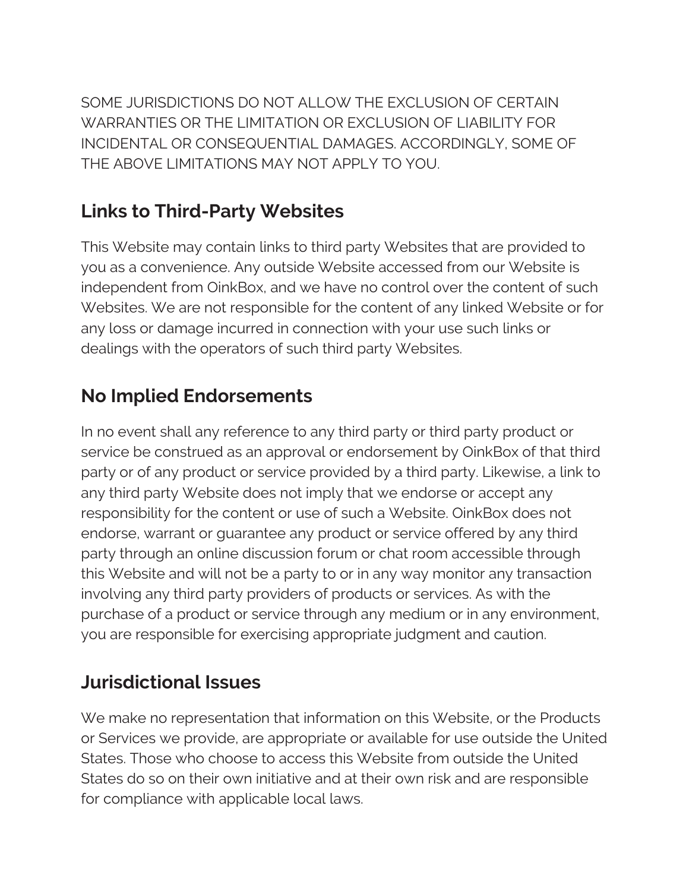SOME JURISDICTIONS DO NOT ALLOW THE EXCLUSION OF CERTAIN WARRANTIES OR THE LIMITATION OR EXCLUSION OF LIABILITY FOR INCIDENTAL OR CONSEQUENTIAL DAMAGES. ACCORDINGLY, SOME OF THE ABOVE LIMITATIONS MAY NOT APPLY TO YOU.

## Links to Third-Party Websites

This Website may contain links to third party Websites that are provided to you as a convenience. Any outside Website accessed from our Website is independent from OinkBox, and we have no control over the content of such Websites. We are not responsible for the content of any linked Website or for any loss or damage incurred in connection with your use such links or dealings with the operators of such third party Websites.

## No Implied Endorsements

In no event shall any reference to any third party or third party product or service be construed as an approval or endorsement by OinkBox of that third party or of any product or service provided by a third party. Likewise, a link to any third party Website does not imply that we endorse or accept any responsibility for the content or use of such a Website. OinkBox does not endorse, warrant or guarantee any product or service offered by any third party through an online discussion forum or chat room accessible through this Website and will not be a party to or in any way monitor any transaction involving any third party providers of products or services. As with the purchase of a product or service through any medium or in any environment, you are responsible for exercising appropriate judgment and caution.

## Jurisdictional Issues

We make no representation that information on this Website, or the Products or Services we provide, are appropriate or available for use outside the United States. Those who choose to access this Website from outside the United States do so on their own initiative and at their own risk and are responsible for compliance with applicable local laws.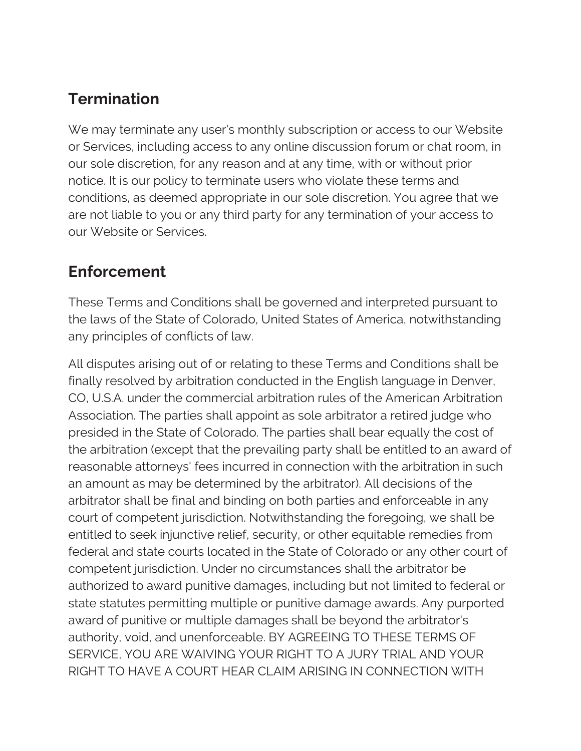## Termination

We may terminate any user's monthly subscription or access to our Website or Services, including access to any online discussion forum or chat room, in our sole discretion, for any reason and at any time, with or without prior notice. It is our policy to terminate users who violate these terms and conditions, as deemed appropriate in our sole discretion. You agree that we are not liable to you or any third party for any termination of your access to our Website or Services.

## Enforcement

These Terms and Conditions shall be governed and interpreted pursuant to the laws of the State of Colorado, United States of America, notwithstanding any principles of conflicts of law.

All disputes arising out of or relating to these Terms and Conditions shall be finally resolved by arbitration conducted in the English language in Denver, CO, U.S.A. under the commercial arbitration rules of the American Arbitration Association. The parties shall appoint as sole arbitrator a retired judge who presided in the State of Colorado. The parties shall bear equally the cost of the arbitration (except that the prevailing party shall be entitled to an award of reasonable attorneys' fees incurred in connection with the arbitration in such an amount as may be determined by the arbitrator). All decisions of the arbitrator shall be final and binding on both parties and enforceable in any court of competent jurisdiction. Notwithstanding the foregoing, we shall be entitled to seek injunctive relief, security, or other equitable remedies from federal and state courts located in the State of Colorado or any other court of competent jurisdiction. Under no circumstances shall the arbitrator be authorized to award punitive damages, including but not limited to federal or state statutes permitting multiple or punitive damage awards. Any purported award of punitive or multiple damages shall be beyond the arbitrator's authority, void, and unenforceable. BY AGREEING TO THESE TERMS OF SERVICE, YOU ARE WAIVING YOUR RIGHT TO A JURY TRIAL AND YOUR RIGHT TO HAVE A COURT HEAR CLAIM ARISING IN CONNECTION WITH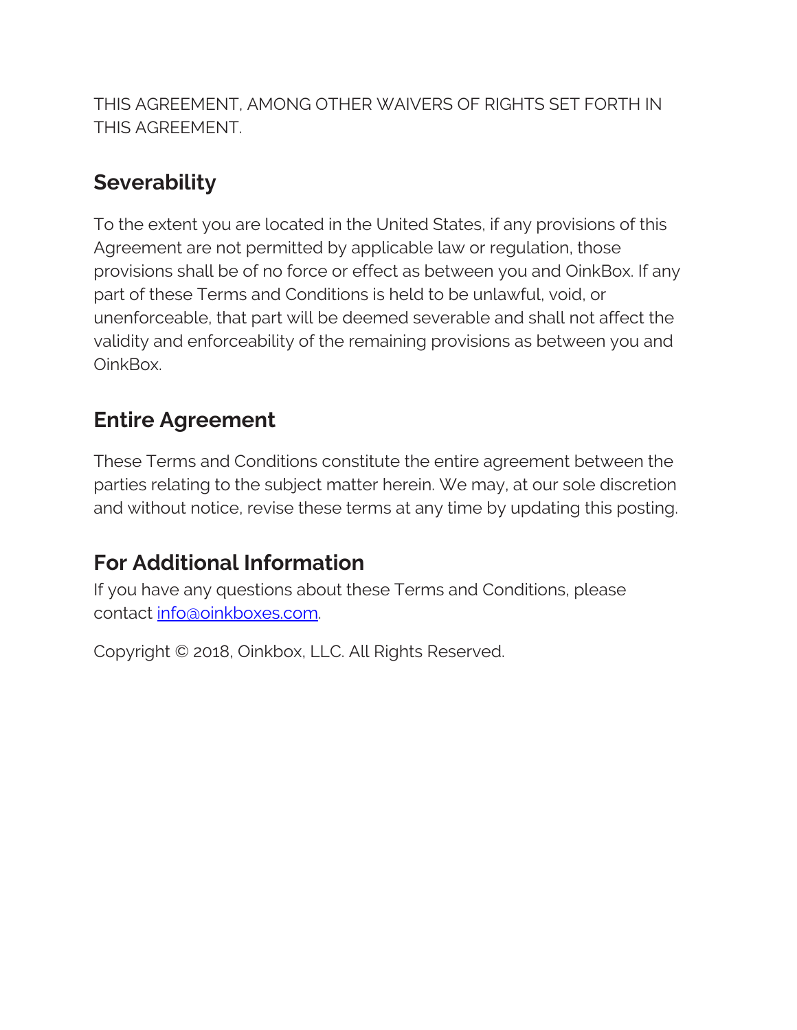THIS AGREEMENT, AMONG OTHER WAIVERS OF RIGHTS SET FORTH IN THIS AGREEMENT.

## Severability

To the extent you are located in the United States, if any provisions of this Agreement are not permitted by applicable law or regulation, those provisions shall be of no force or effect as between you and OinkBox. If any part of these Terms and Conditions is held to be unlawful, void, or unenforceable, that part will be deemed severable and shall not affect the validity and enforceability of the remaining provisions as between you and OinkBox.

## Entire Agreement

These Terms and Conditions constitute the entire agreement between the parties relating to the subject matter herein. We may, at our sole discretion and without notice, revise these terms at any time by updating this posting.

## For Additional Information

If you have any questions about these Terms and Conditions, please contact [info@oinkboxes.com](mailto:info@oinkboxes.com).

Copyright © 2018, Oinkbox, LLC. All Rights Reserved.